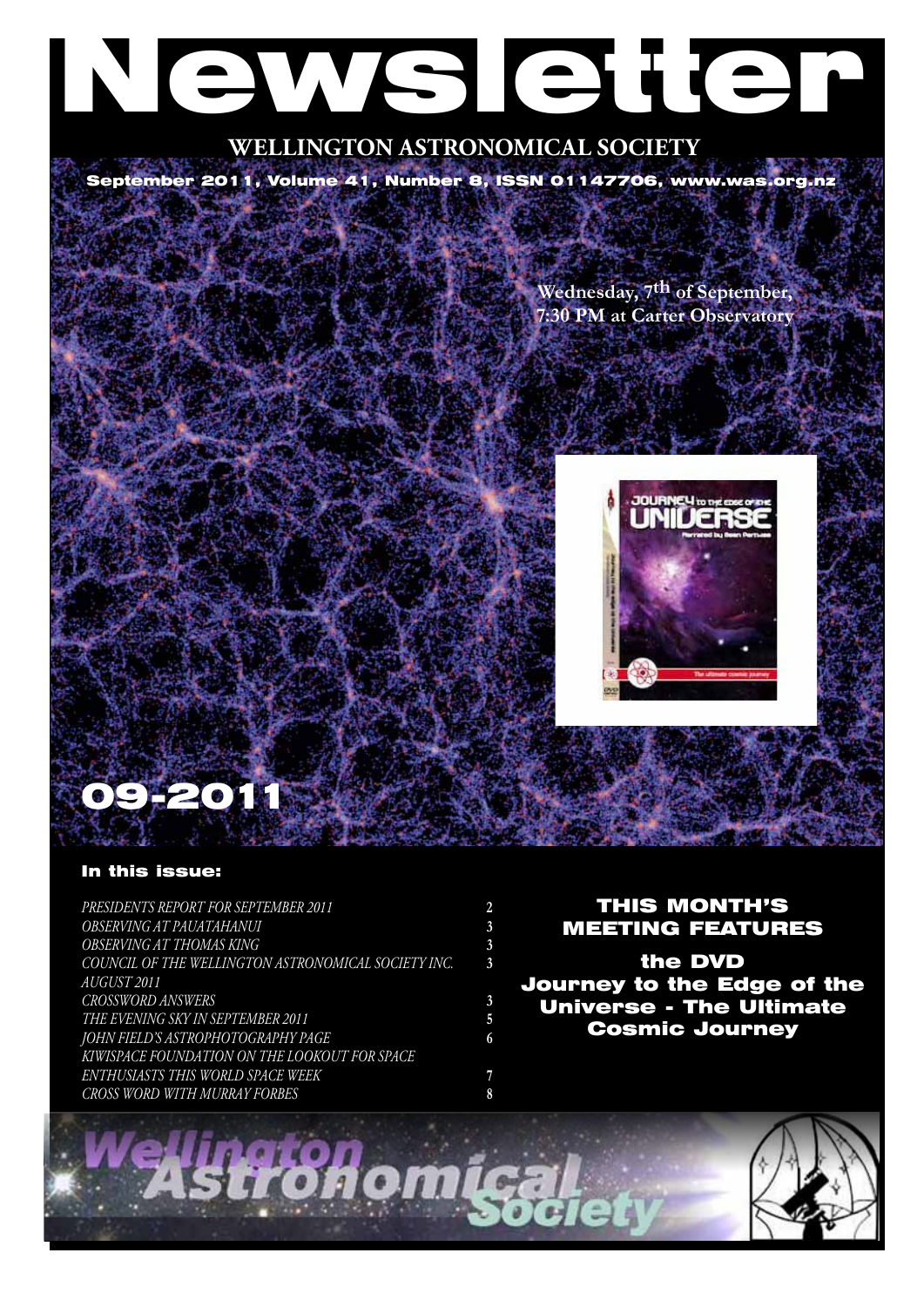# Newsletter

## WELLINGTON ASTRONOMICAL SOCIETY

**September 2011, Volume 41, Number 8, ISSN 01147706, www.was.org.nz**

**Wednesday, 7th of September, 7:30 PM at Carter Observatory**

# 09-2011

### In this issue:

| | |
|---|---|
| *PRESIDENTS REPORT FOR SEPTEMBER 2011* | 2 |
| *OBSERVING AT PAUATAHANUI* | 3 |
| *OBSERVING AT THOMAS KING* | 3 |
| *COUNCIL OF THE WELLINGTON ASTRONOMICAL SOCIETY INC. AUGUST 2011* | 3 |
| *CROSSWORD ANSWERS* | 3 |
| *THE EVENING SKY IN SEPTEMBER 2011* | 5 |
| *JOHN FIELD'S ASTROPHOTOGRAPHY PAGE* | 6 |
| *KIWISPACE FOUNDATION ON THE LOOKOUT FOR SPACE ENTHUSIASTS THIS WORLD SPACE WEEK* | 7 |
| *CROSS WORD WITH MURRAY FORBES* | 8 |

## THIS MONTH'S MEETING FEATURES

**the DVD Journey to the Edge of the Universe - The Ultimate Cosmic Journey**

Wellington Astronomical Society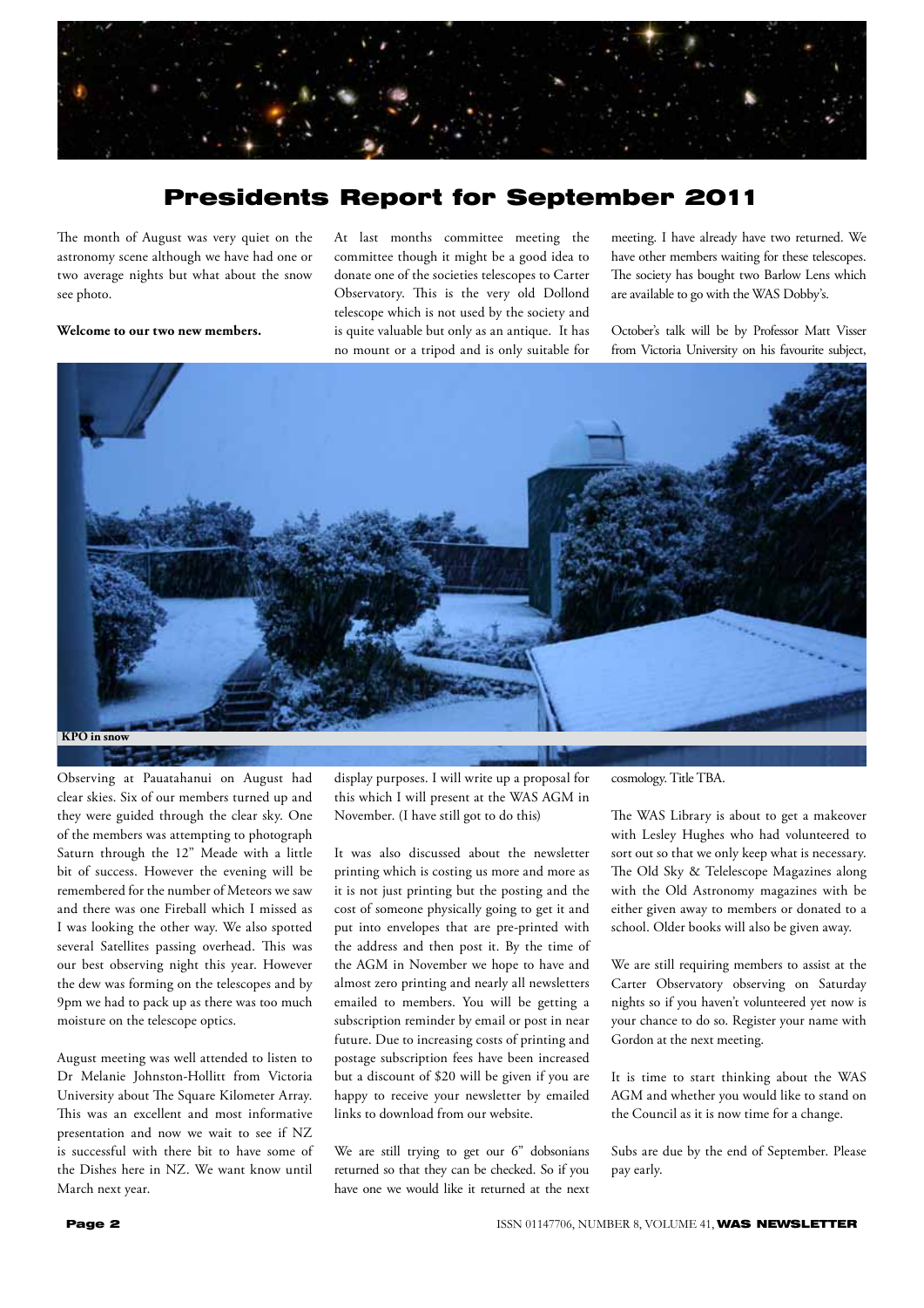# Presidents Report for September 2011

The month of August was very quiet on the astronomy scene although we have had one or two average nights but what about the snow see photo.

**Welcome to our two new members.**

KPO in snow

Observing at Pauatahanui on August had clear skies. Six of our members turned up and they were guided through the clear sky. One of the members was attempting to photograph Saturn through the 12" Meade with a little bit of success. However the evening will be remembered for the number of Meteors we saw and there was one Fireball which I missed as I was looking the other way. We also spotted several Satellites passing overhead. This was our best observing night this year. However the dew was forming on the telescopes and by 9pm we had to pack up as there was too much moisture on the telescope optics.

August meeting was well attended to listen to Dr Melanie Johnston-Hollitt from Victoria University about The Square Kilometer Array. This was an excellent and most informative presentation and now we wait to see if NZ is successful with there bit to have some of the Dishes here in NZ. We want know until March next year.

At last months committee meeting the committee though it might be a good idea to donate one of the societies telescopes to Carter Observatory. This is the very old Dollond telescope which is not used by the society and is quite valuable but only as an antique. It has no mount or a tripod and is only suitable for display purposes. I will write up a proposal for this which I will present at the WAS AGM in November. (I have still got to do this)

It was also discussed about the newsletter printing which is costing us more and more as it is not just printing but the posting and the cost of someone physically going to get it and put into envelopes that are pre-printed with the address and then post it. By the time of the AGM in November we hope to have and almost zero printing and nearly all newsletters emailed to members. You will be getting a subscription reminder by email or post in near future. Due to increasing costs of printing and postage subscription fees have been increased but a discount of $20 will be given if you are happy to receive your newsletter by emailed links to download from our website.

We are still trying to get our 6" dobsonians returned so that they can be checked. So if you have one we would like it returned at the next meeting. I have already have two returned. We have other members waiting for these telescopes. The society has bought two Barlow Lens which are available to go with the WAS Dobby's.

October's talk will be by Professor Matt Visser from Victoria University on his favourite subject, cosmology. Title TBA.

The WAS Library is about to get a makeover with Lesley Hughes who had volunteered to sort out so that we only keep what is necessary. The Old Sky & Telelescope Magazines along with the Old Astronomy magazines with be either given away to members or donated to a school. Older books will also be given away.

We are still requiring members to assist at the Carter Observatory observing on Saturday nights so if you haven't volunteered yet now is your chance to do so. Register your name with Gordon at the next meeting.

It is time to start thinking about the WAS AGM and whether you would like to stand on the Council as it is now time for a change.

Subs are due by the end of September. Please pay early.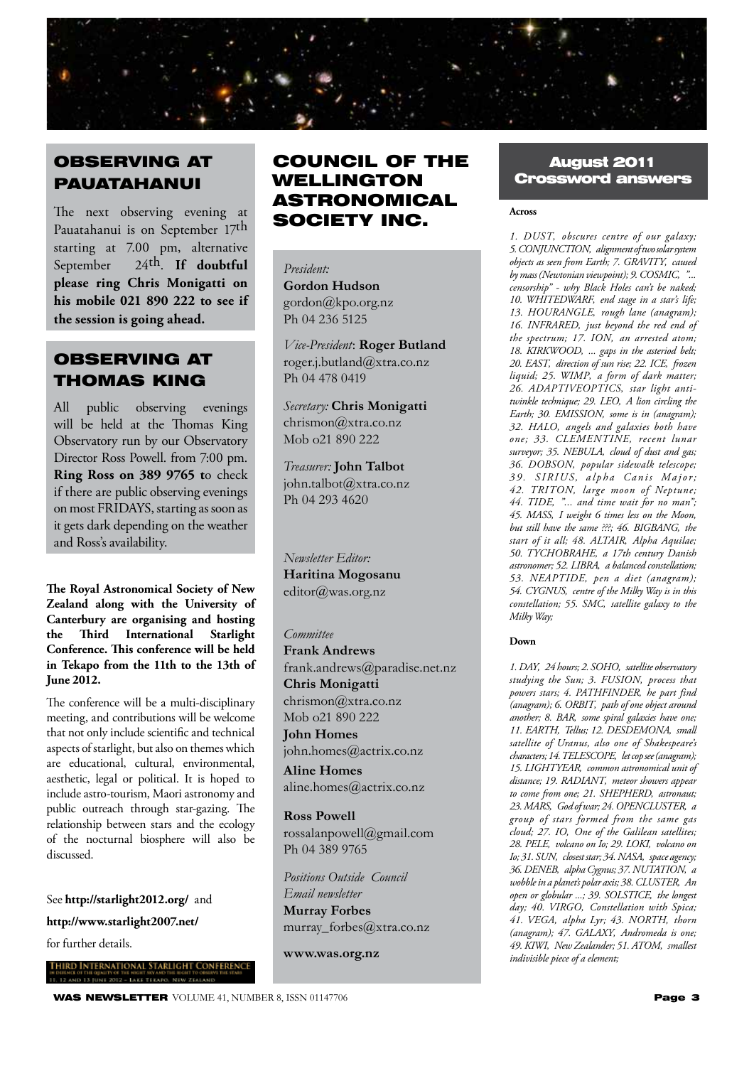## OBSERVING AT PAUATAHANUI

The next observing evening at Pauatahanui is on September 17th starting at 7.00 pm, alternative September 24th. **If doubtful please ring Chris Monigatti on his mobile 021 890 222 to see if the session is going ahead.**

## OBSERVING AT THOMAS KING

All public observing evenings will be held at the Thomas King Observatory run by our Observatory Director Ross Powell. from 7:00 pm. **Ring Ross on 389 9765 t**o check if there are public observing evenings on most FRIDAYS, starting as soon as it gets dark depending on the weather and Ross's availability.

**The Royal Astronomical Society of New Zealand along with the University of Canterbury are organising and hosting the Third International Starlight Conference. This conference will be held in Tekapo from the 11th to the 13th of June 2012.**

The conference will be a multi-disciplinary meeting, and contributions will be welcome that not only include scientific and technical aspects of starlight, but also on themes which are educational, cultural, environmental, aesthetic, legal or political. It is hoped to include astro-tourism, Maori astronomy and public outreach through star-gazing. The relationship between stars and the ecology of the nocturnal biosphere will also be discussed.

See **http://starlight2012.org/** and

**http://www.starlight2007.net/**

for further details.

THIRD INTERNATIONAL STARLIGHT CONFERENCE
IN DEFENCE OF THE QUALITY OF THE NIGHT SKY AND THE RIGHT TO OBSERVE THE STARS
11, 12 AND 13 JUNE 2012 - LAKE TEKAPO, NEW ZEALAND

## COUNCIL OF THE WELLINGTON ASTRONOMICAL SOCIETY INC.

*President:*
**Gordon Hudson**
gordon@kpo.org.nz
Ph 04 236 5125

*Vice-President*: **Roger Butland**
roger.j.butland@xtra.co.nz
Ph 04 478 0419

*Secretary:* **Chris Monigatti**
chrismon@xtra.co.nz
Mob o21 890 222

*Treasurer:* **John Talbot**
john.talbot@xtra.co.nz
Ph 04 293 4620

*Newsletter Editor:*
**Haritina Mogosanu**
editor@was.org.nz

*Committee*
**Frank Andrews**
frank.andrews@paradise.net.nz
**Chris Monigatti**
chrismon@xtra.co.nz
Mob o21 890 222
**John Homes**
john.homes@actrix.co.nz
**Aline Homes**
aline.homes@actrix.co.nz

**Ross Powell**
rossalanpowell@gmail.com
Ph 04 389 9765

*Positions Outside Council*
*Email newsletter*
**Murray Forbes**
murray_forbes@xtra.co.nz

**www.was.org.nz**

## August 2011 Crossword answers

**Across**

*1. DUST, obscures centre of our galaxy; 5. CONJUNCTION, alignment of two solar system objects as seen from Earth; 7. GRAVITY, caused by mass (Newtonian viewpoint); 9. COSMIC, "... censorship" - why Black Holes can't be naked; 10. WHITEDWARF, end stage in a star's life; 13. HOURANGLE, rough lane (anagram); 16. INFRARED, just beyond the red end of the spectrum; 17. ION, an arrested atom; 18. KIRKWOOD, ... gaps in the asteriod belt; 20. EAST, direction of sun rise; 22. ICE, frozen liquid; 25. WIMP, a form of dark matter; 26. ADAPTIVEOPTICS, star light anti-twinkle technique; 29. LEO, A lion circling the Earth; 30. EMISSION, some is in (anagram); 32. HALO, angels and galaxies both have one; 33. CLEMENTINE, recent lunar surveyor; 35. NEBULA, cloud of dust and gas; 36. DOBSON, popular sidewalk telescope; 39. SIRIUS, alpha Canis Major; 42. TRITON, large moon of Neptune; 44. TIDE, "... and time wait for no man"; 45. MASS, I weight 6 times less on the Moon, but still have the same ???; 46. BIGBANG, the start of it all; 48. ALTAIR, Alpha Aquilae; 50. TYCHOBRAHE, a 17th century Danish astronomer; 52. LIBRA, a balanced constellation; 53. NEAPTIDE, pen a diet (anagram); 54. CYGNUS, centre of the Milky Way is in this constellation; 55. SMC, satellite galaxy to the Milky Way;*

**Down**

*1. DAY, 24 hours; 2. SOHO, satellite observatory studying the Sun; 3. FUSION, process that powers stars; 4. PATHFINDER, he part find (anagram); 6. ORBIT, path of one object around another; 8. BAR, some spiral galaxies have one; 11. EARTH, Tellus; 12. DESDEMONA, small satellite of Uranus, also one of Shakespeare's characters; 14. TELESCOPE, let cop see (anagram); 15. LIGHTYEAR, common astronomical unit of distance; 19. RADIANT, meteor showers appear to come from one; 21. SHEPHERD, astronaut; 23. MARS, God of war; 24. OPENCLUSTER, a group of stars formed from the same gas cloud; 27. IO, One of the Galilean satellites; 28. PELE, volcano on Io; 29. LOKI, volcano on Io; 31. SUN, closest star; 34. NASA, space agency; 36. DENEB, alpha Cygnus; 37. NUTATION, a wobble in a planet's polar axis; 38. CLUSTER, An open or globular ...; 39. SOLSTICE, the longest day; 40. VIRGO, Constellation with Spica; 41. VEGA, alpha Lyr; 43. NORTH, thorn (anagram); 47. GALAXY, Andromeda is one; 49. KIWI, New Zealander; 51. ATOM, smallest indivisible piece of a element;*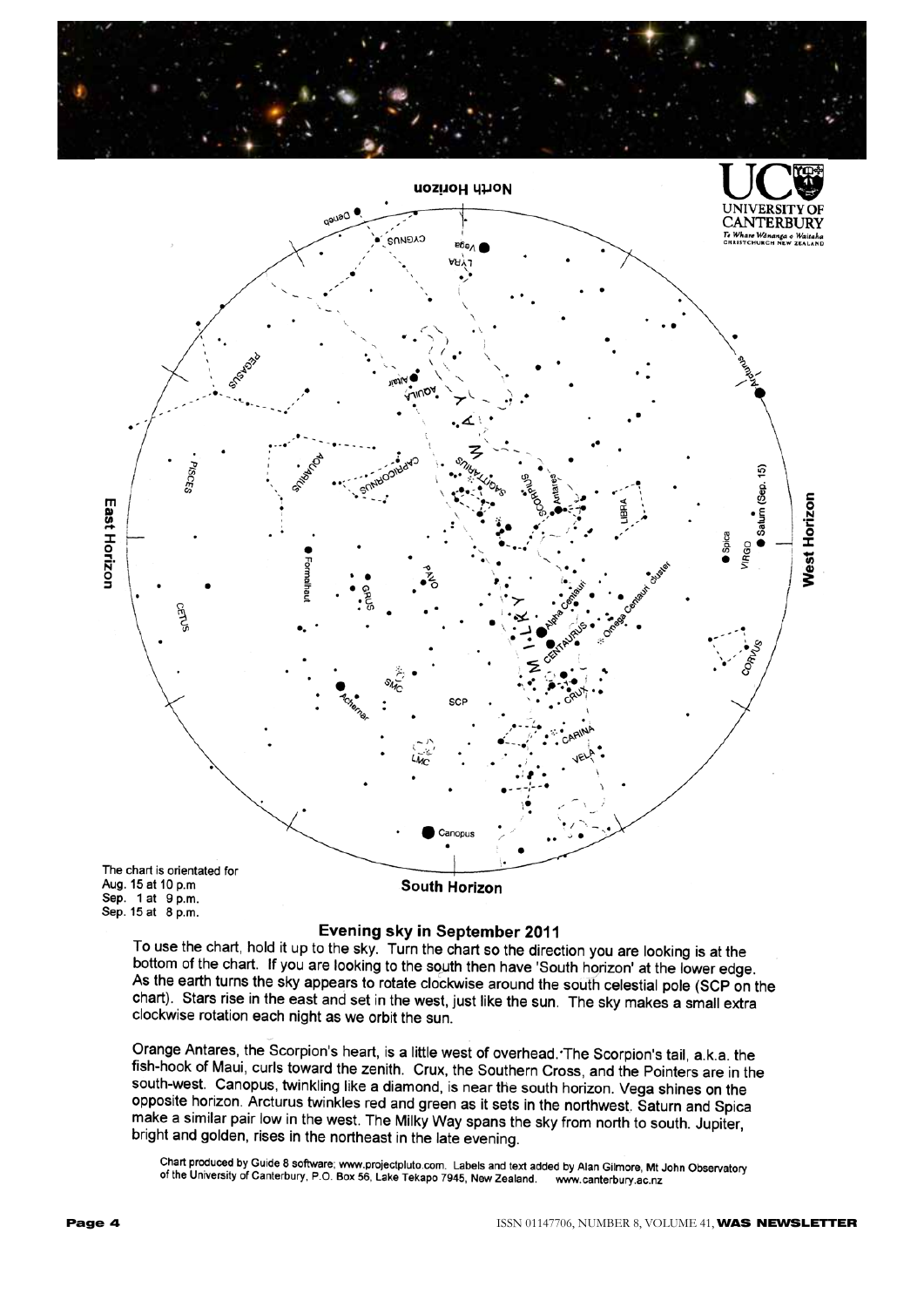The chart is orientated for
Aug. 15 at 10 p.m
Sep. 1 at 9 p.m.
Sep. 15 at 8 p.m.

## Evening sky in September 2011

To use the chart, hold it up to the sky. Turn the chart so the direction you are looking is at the bottom of the chart. If you are looking to the south then have 'South horizon' at the lower edge. As the earth turns the sky appears to rotate clockwise around the south celestial pole (SCP on the chart). Stars rise in the east and set in the west, just like the sun. The sky makes a small extra clockwise rotation each night as we orbit the sun.

Orange Antares, the Scorpion's heart, is a little west of overhead. The Scorpion's tail, a.k.a. the fish-hook of Maui, curls toward the zenith. Crux, the Southern Cross, and the Pointers are in the south-west. Canopus, twinkling like a diamond, is near the south horizon. Vega shines on the opposite horizon. Arcturus twinkles red and green as it sets in the northwest. Saturn and Spica make a similar pair low in the west. The Milky Way spans the sky from north to south. Jupiter, bright and golden, rises in the northeast in the late evening.

Chart produced by Guide 8 software; www.projectpluto.com. Labels and text added by Alan Gilmore, Mt John Observatory of the University of Canterbury, P.O. Box 56, Lake Tekapo 7945, New Zealand. www.canterbury.ac.nz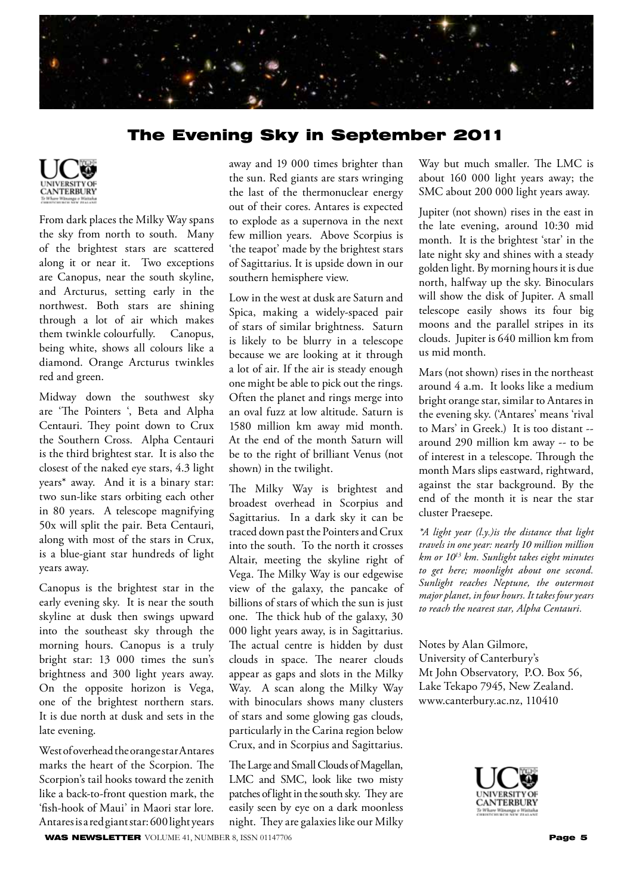# The Evening Sky in September 2011

From dark places the Milky Way spans the sky from north to south. Many of the brightest stars are scattered along it or near it. Two exceptions are Canopus, near the south skyline, and Arcturus, setting early in the northwest. Both stars are shining through a lot of air which makes them twinkle colourfully. Canopus, being white, shows all colours like a diamond. Orange Arcturus twinkles red and green.

Midway down the southwest sky are 'The Pointers ', Beta and Alpha Centauri. They point down to Crux the Southern Cross. Alpha Centauri is the third brightest star. It is also the closest of the naked eye stars, 4.3 light years* away. And it is a binary star: two sun-like stars orbiting each other in 80 years. A telescope magnifying 50x will split the pair. Beta Centauri, along with most of the stars in Crux, is a blue-giant star hundreds of light years away.

Canopus is the brightest star in the early evening sky. It is near the south skyline at dusk then swings upward into the southeast sky through the morning hours. Canopus is a truly bright star: 13 000 times the sun's brightness and 300 light years away. On the opposite horizon is Vega, one of the brightest northern stars. It is due north at dusk and sets in the late evening.

West of overhead the orange star Antares marks the heart of the Scorpion. The Scorpion's tail hooks toward the zenith like a back-to-front question mark, the 'fish-hook of Maui' in Maori star lore. Antares is a red giant star: 600 light years away and 19 000 times brighter than the sun. Red giants are stars wringing the last of the thermonuclear energy out of their cores. Antares is expected to explode as a supernova in the next few million years. Above Scorpius is 'the teapot' made by the brightest stars of Sagittarius. It is upside down in our southern hemisphere view.

Low in the west at dusk are Saturn and Spica, making a widely-spaced pair of stars of similar brightness. Saturn is likely to be blurry in a telescope because we are looking at it through a lot of air. If the air is steady enough one might be able to pick out the rings. Often the planet and rings merge into an oval fuzz at low altitude. Saturn is 1580 million km away mid month. At the end of the month Saturn will be to the right of brilliant Venus (not shown) in the twilight.

The Milky Way is brightest and broadest overhead in Scorpius and Sagittarius. In a dark sky it can be traced down past the Pointers and Crux into the south. To the north it crosses Altair, meeting the skyline right of Vega. The Milky Way is our edgewise view of the galaxy, the pancake of billions of stars of which the sun is just one. The thick hub of the galaxy, 30 000 light years away, is in Sagittarius. The actual centre is hidden by dust clouds in space. The nearer clouds appear as gaps and slots in the Milky Way. A scan along the Milky Way with binoculars shows many clusters of stars and some glowing gas clouds, particularly in the Carina region below Crux, and in Scorpius and Sagittarius.

The Large and Small Clouds of Magellan, LMC and SMC, look like two misty patches of light in the south sky. They are easily seen by eye on a dark moonless night. They are galaxies like our Milky Way but much smaller. The LMC is about 160 000 light years away; the SMC about 200 000 light years away.

Jupiter (not shown) rises in the east in the late evening, around 10:30 mid month. It is the brightest 'star' in the late night sky and shines with a steady golden light. By morning hours it is due north, halfway up the sky. Binoculars will show the disk of Jupiter. A small telescope easily shows its four big moons and the parallel stripes in its clouds. Jupiter is 640 million km from us mid month.

Mars (not shown) rises in the northeast around 4 a.m. It looks like a medium bright orange star, similar to Antares in the evening sky. ('Antares' means 'rival to Mars' in Greek.) It is too distant -- around 290 million km away -- to be of interest in a telescope. Through the month Mars slips eastward, rightward, against the star background. By the end of the month it is near the star cluster Praesepe.

*\*A light year (l.y.)is the distance that light travels in one year: nearly 10 million million km or $10^{13}$ km. Sunlight takes eight minutes to get here; moonlight about one second. Sunlight reaches Neptune, the outermost major planet, in four hours. It takes four years to reach the nearest star, Alpha Centauri.*

Notes by Alan Gilmore,
University of Canterbury's
Mt John Observatory, P.O. Box 56,
Lake Tekapo 7945, New Zealand.
www.canterbury.ac.nz, 110410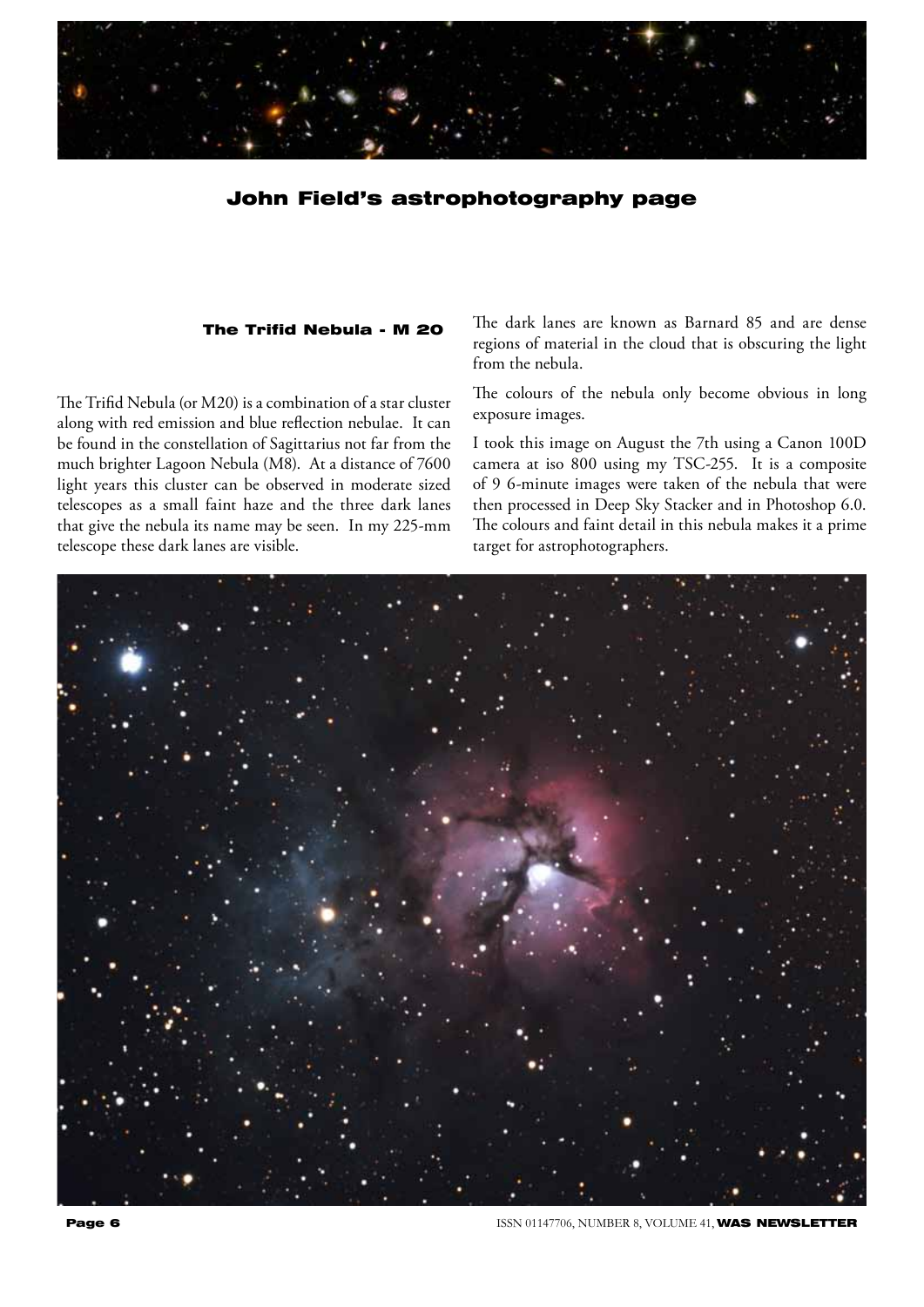# John Field's astrophotography page

## The Trifid Nebula - M 20

The Trifid Nebula (or M20) is a combination of a star cluster along with red emission and blue reflection nebulae. It can be found in the constellation of Sagittarius not far from the much brighter Lagoon Nebula (M8). At a distance of 7600 light years this cluster can be observed in moderate sized telescopes as a small faint haze and the three dark lanes that give the nebula its name may be seen. In my 225-mm telescope these dark lanes are visible.

The dark lanes are known as Barnard 85 and are dense regions of material in the cloud that is obscuring the light from the nebula.

The colours of the nebula only become obvious in long exposure images.

I took this image on August the 7th using a Canon 100D camera at iso 800 using my TSC-255. It is a composite of 9 6-minute images were taken of the nebula that were then processed in Deep Sky Stacker and in Photoshop 6.0. The colours and faint detail in this nebula makes it a prime target for astrophotographers.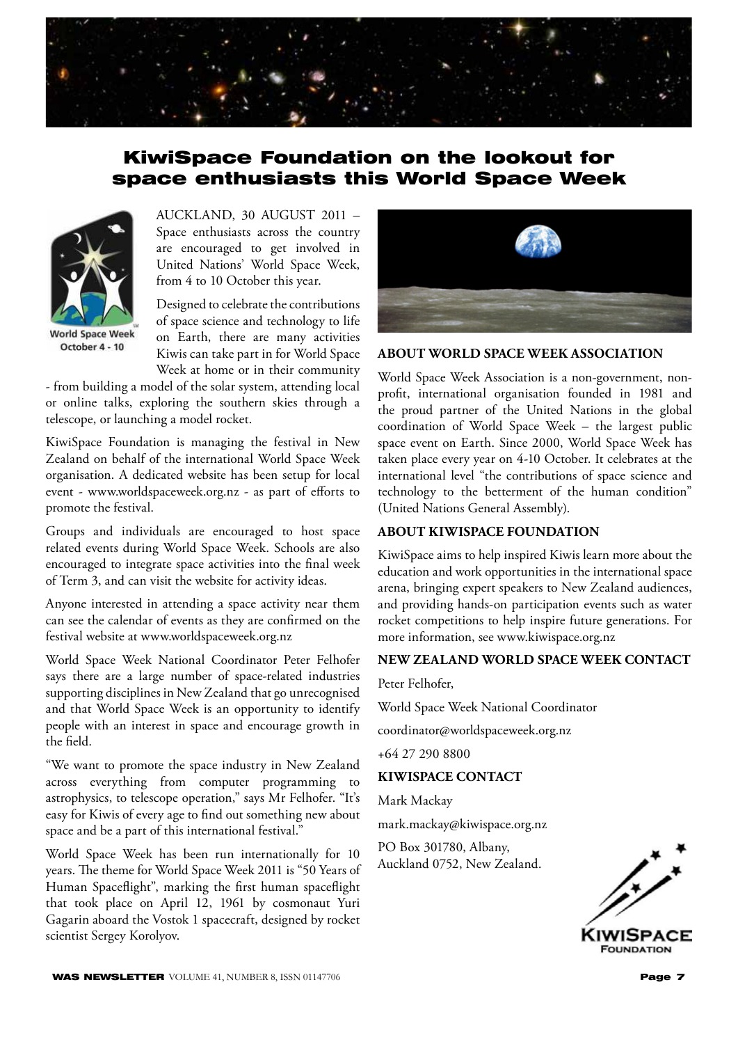# KiwiSpace Foundation on the lookout for space enthusiasts this World Space Week

World Space Week
October 4 - 10

AUCKLAND, 30 AUGUST 2011 – Space enthusiasts across the country are encouraged to get involved in United Nations' World Space Week, from 4 to 10 October this year.

Designed to celebrate the contributions of space science and technology to life on Earth, there are many activities Kiwis can take part in for World Space Week at home or in their community - from building a model of the solar system, attending local or online talks, exploring the southern skies through a telescope, or launching a model rocket.

KiwiSpace Foundation is managing the festival in New Zealand on behalf of the international World Space Week organisation. A dedicated website has been setup for local event - www.worldspaceweek.org.nz - as part of efforts to promote the festival.

Groups and individuals are encouraged to host space related events during World Space Week. Schools are also encouraged to integrate space activities into the final week of Term 3, and can visit the website for activity ideas.

Anyone interested in attending a space activity near them can see the calendar of events as they are confirmed on the festival website at www.worldspaceweek.org.nz

World Space Week National Coordinator Peter Felhofer says there are a large number of space-related industries supporting disciplines in New Zealand that go unrecognised and that World Space Week is an opportunity to identify people with an interest in space and encourage growth in the field.

"We want to promote the space industry in New Zealand across everything from computer programming to astrophysics, to telescope operation," says Mr Felhofer. "It's easy for Kiwis of every age to find out something new about space and be a part of this international festival."

World Space Week has been run internationally for 10 years. The theme for World Space Week 2011 is "50 Years of Human Spaceflight", marking the first human spaceflight that took place on April 12, 1961 by cosmonaut Yuri Gagarin aboard the Vostok 1 spacecraft, designed by rocket scientist Sergey Korolyov.

### ABOUT WORLD SPACE WEEK ASSOCIATION

World Space Week Association is a non-government, non-profit, international organisation founded in 1981 and the proud partner of the United Nations in the global coordination of World Space Week – the largest public space event on Earth. Since 2000, World Space Week has taken place every year on 4-10 October. It celebrates at the international level "the contributions of space science and technology to the betterment of the human condition" (United Nations General Assembly).

### ABOUT KIWISPACE FOUNDATION

KiwiSpace aims to help inspired Kiwis learn more about the education and work opportunities in the international space arena, bringing expert speakers to New Zealand audiences, and providing hands-on participation events such as water rocket competitions to help inspire future generations. For more information, see www.kiwispace.org.nz

### NEW ZEALAND WORLD SPACE WEEK CONTACT

Peter Felhofer,

World Space Week National Coordinator

coordinator@worldspaceweek.org.nz

+64 27 290 8800

### KIWISPACE CONTACT

Mark Mackay

mark.mackay@kiwispace.org.nz

PO Box 301780, Albany,
Auckland 0752, New Zealand.

KiwiSpace Foundation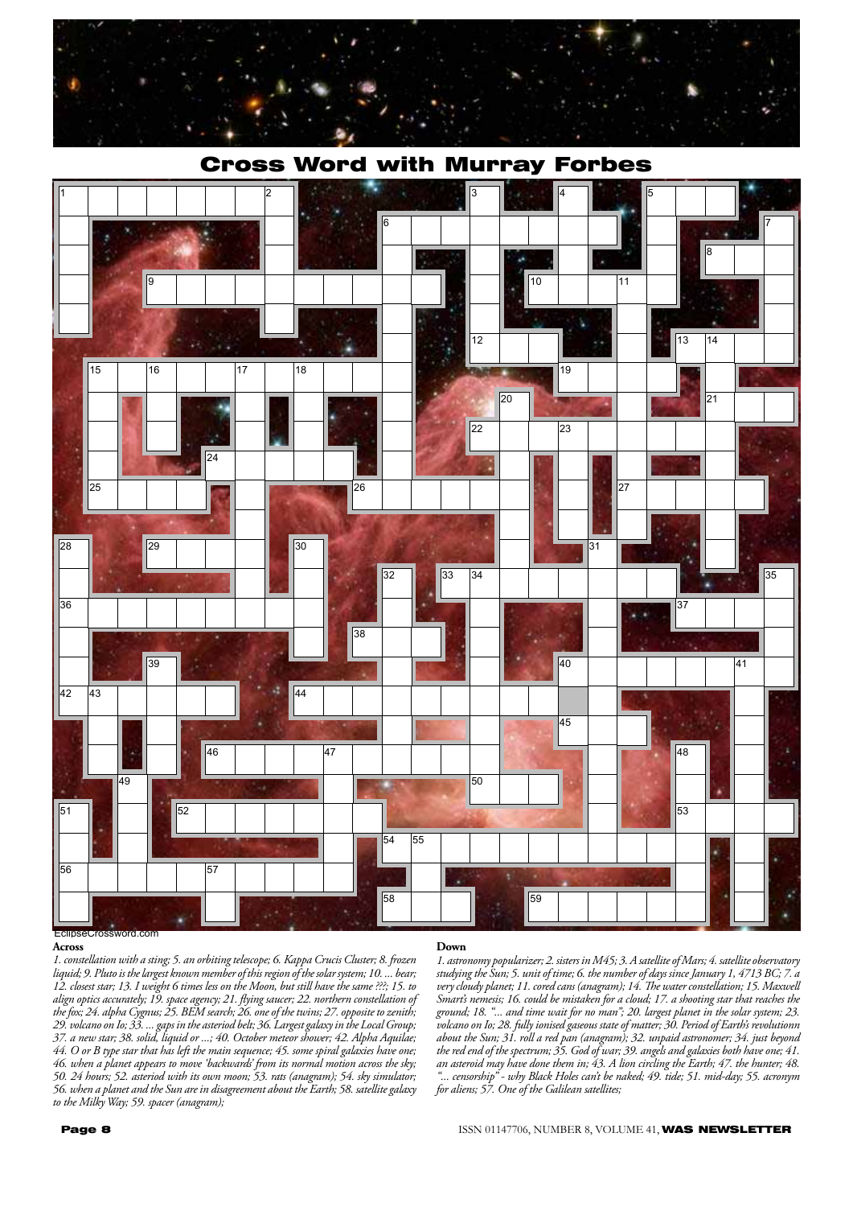# Cross Word with Murray Forbes

EclipseCrossword.com

**Across**

*1. constellation with a sting; 5. an orbiting telescope; 6. Kappa Crucis Cluster; 8. frozen liquid; 9. Pluto is the largest known member of this region of the solar system; 10. ... bear; 12. closest star; 13. I weight 6 times less on the Moon, but still have the same ???; 15. to align optics accurately; 19. space agency; 21. flying saucer; 22. northern constellation of the fox; 24. alpha Cygnus; 25. BEM search; 26. one of the twins; 27. opposite to zenith; 29. volcano on Io; 33. ... gaps in the asteriod belt; 36. Largest galaxy in the Local Group; 37. a new star; 38. solid, liquid or ...; 40. October meteor shower; 42. Alpha Aquilae; 44. O or B type star that has left the main sequence; 45. some spiral galaxies have one; 46. when a planet appears to move 'backwards' from its normal motion across the sky; 50. 24 hours; 52. asteriod with its own moon; 53. rats (anagram); 54. sky simulator; 56. when a planet and the Sun are in disagreement about the Earth; 58. satellite galaxy to the Milky Way; 59. spacer (anagram);*

**Down**

*1. astronomy popularizer; 2. sisters in M45; 3. A satellite of Mars; 4. satellite observatory studying the Sun; 5. unit of time; 6. the number of days since January 1, 4713 BC; 7. a very cloudy planet; 11. cored cans (anagram); 14. The water constellation; 15. Maxwell Smart's nemesis; 16. could be mistaken for a cloud; 17. a shooting star that reaches the ground; 18. "... and time wait for no man"; 20. largest planet in the solar system; 23. volcano on Io; 28. fully ionised gaseous state of matter; 30. Period of Earth's revolutionn about the Sun; 31. roll a red pan (anagram); 32. unpaid astronomer; 34. just beyond the red end of the spectrum; 35. God of war; 39. angels and galaxies both have one; 41. an asteroid may have done them in; 43. A lion circling the Earth; 47. the hunter; 48. "... censorship" - why Black Holes can't be naked; 49. tide; 51. mid-day; 55. acronym for aliens; 57. One of the Galilean satellites;*